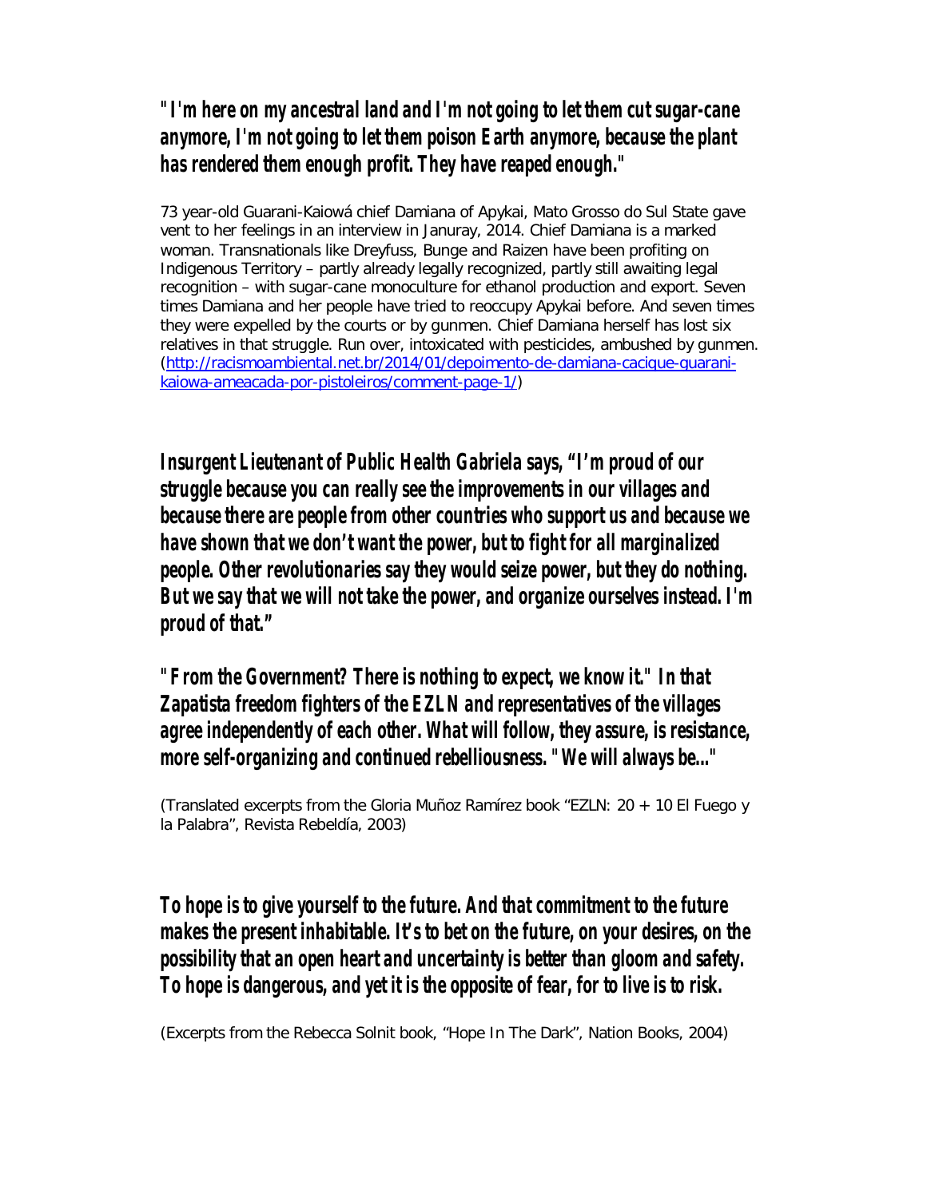***"I'm here on my ancestral land and I'm not going to let them cut sugar-cane anymore, I'm not going to let them poison Earth anymore, because the plant has rendered them enough profit. They have reaped enough."***

73 year-old Guarani-Kaiowá chief Damiana of Apykai, Mato Grosso do Sul State gave vent to her feelings in an interview in Januray, 2014. Chief Damiana is a marked woman. Transnationals like Dreyfuss, Bunge and Raizen have been profiting on Indigenous Territory – partly already legally recognized, partly still awaiting legal recognition – with sugar-cane monoculture for ethanol production and export. Seven times Damiana and her people have tried to reoccupy Apykai before. And seven times they were expelled by the courts or by gunmen. Chief Damiana herself has lost six relatives in that struggle. Run over, intoxicated with pesticides, ambushed by gunmen. (http://racismoambiental.net.br/2014/01/depoimento-de-damiana-cacique-guarani-kaiowa-ameacada-por-pistoleiros/comment-page-1/)

***Insurgent Lieutenant of Public Health Gabriela says, "I'm proud of our struggle because you can really see the improvements in our villages and because there are people from other countries who support us and because we have shown that we don't want the power, but to fight for all marginalized people. Other revolutionaries say they would seize power, but they do nothing. But we say that we will not take the power, and organize ourselves instead. I'm proud of that."***

***"From the Government? There is nothing to expect, we know it." In that Zapatista freedom fighters of the EZLN and representatives of the villages agree independently of each other. What will follow, they assure, is resistance, more self-organizing and continued rebelliousness. "We will always be..."***

(Translated excerpts from the Gloria Muñoz Ramírez book "EZLN: 20 + 10 El Fuego y la Palabra", Revista Rebeldía, 2003)

***To hope is to give yourself to the future. And that commitment to the future makes the present inhabitable. It's to bet on the future, on your desires, on the possibility that an open heart and uncertainty is better than gloom and safety. To hope is dangerous, and yet it is the opposite of fear, for to live is to risk.***

(Excerpts from the Rebecca Solnit book, "Hope In The Dark", Nation Books, 2004)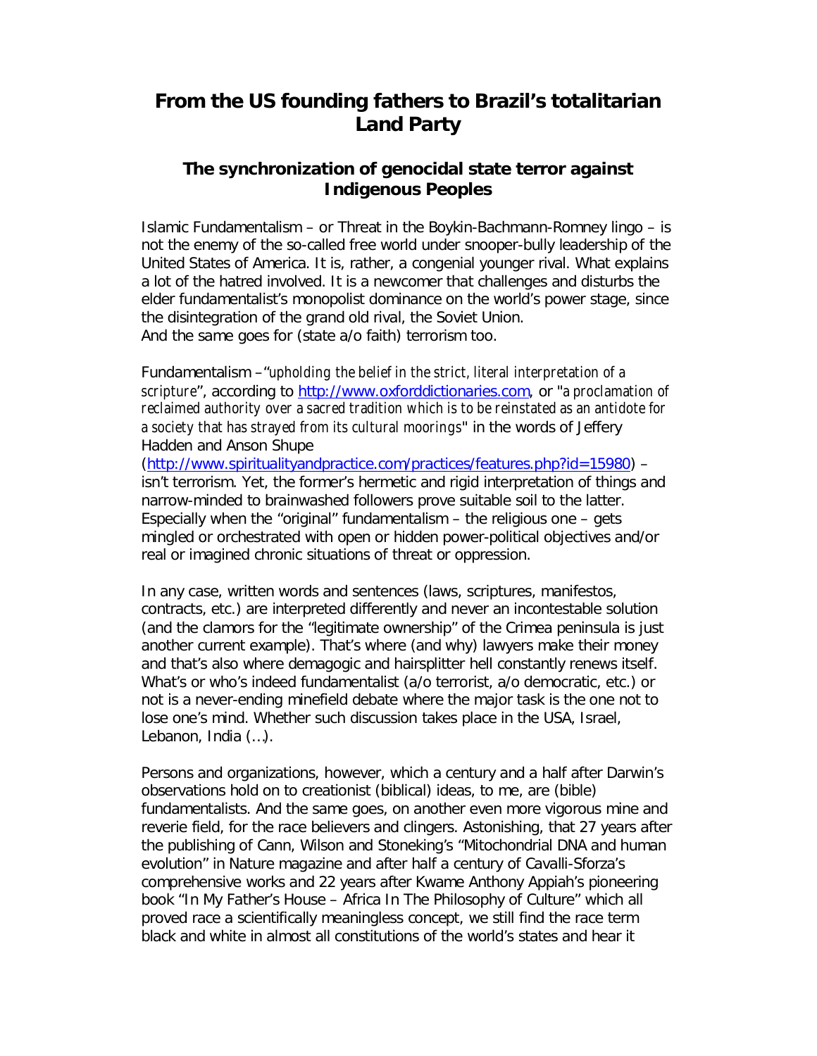# From the US founding fathers to Brazil's totalitarian Land Party

## The synchronization of genocidal state terror against Indigenous Peoples

Islamic Fundamentalism – or Threat in the Boykin-Bachmann-Romney lingo – is not the enemy of the so-called free world under snooper-bully leadership of the United States of America. It is, rather, a congenial younger rival. What explains a lot of the hatred involved. It is a newcomer that challenges and disturbs the elder fundamentalist's monopolist dominance on the world's power stage, since the disintegration of the grand old rival, the Soviet Union.
And the same goes for (state a/o faith) terrorism too.

Fundamentalism –"*upholding the belief in the strict, literal interpretation of a scripture*", according to http://www.oxforddictionaries.com, or "*a proclamation of reclaimed authority over a sacred tradition which is to be reinstated as an antidote for a society that has strayed from its cultural moorings*" in the words of Jeffery Hadden and Anson Shupe (http://www.spiritualityandpractice.com/practices/features.php?id=15980) – isn't terrorism. Yet, the former's hermetic and rigid interpretation of things and narrow-minded to brainwashed followers prove suitable soil to the latter. Especially when the "original" fundamentalism – the religious one – gets mingled or orchestrated with open or hidden power-political objectives and/or real or imagined chronic situations of threat or oppression.

In any case, written words and sentences (laws, scriptures, manifestos, contracts, etc.) are interpreted differently and never an incontestable solution (and the clamors for the "legitimate ownership" of the Crimea peninsula is just another current example). That's where (and why) lawyers make their money and that's also where demagogic and hairsplitter hell constantly renews itself. What's or who's indeed fundamentalist (a/o terrorist, a/o democratic, etc.) or not is a never-ending minefield debate where the major task is the one not to lose one's mind. Whether such discussion takes place in the USA, Israel, Lebanon, India (...).

Persons and organizations, however, which a century and a half after Darwin's observations hold on to creationist (biblical) ideas, to me, are (bible) fundamentalists. And the same goes, on another even more vigorous mine and reverie field, for the race believers and clingers. Astonishing, that 27 years after the publishing of Cann, Wilson and Stoneking's "Mitochondrial DNA and human evolution" in Nature magazine and after half a century of Cavalli-Sforza's comprehensive works and 22 years after Kwame Anthony Appiah's pioneering book "In My Father's House – Africa In The Philosophy of Culture" which all proved race a scientifically meaningless concept, we still find the race term black and white in almost all constitutions of the world's states and hear it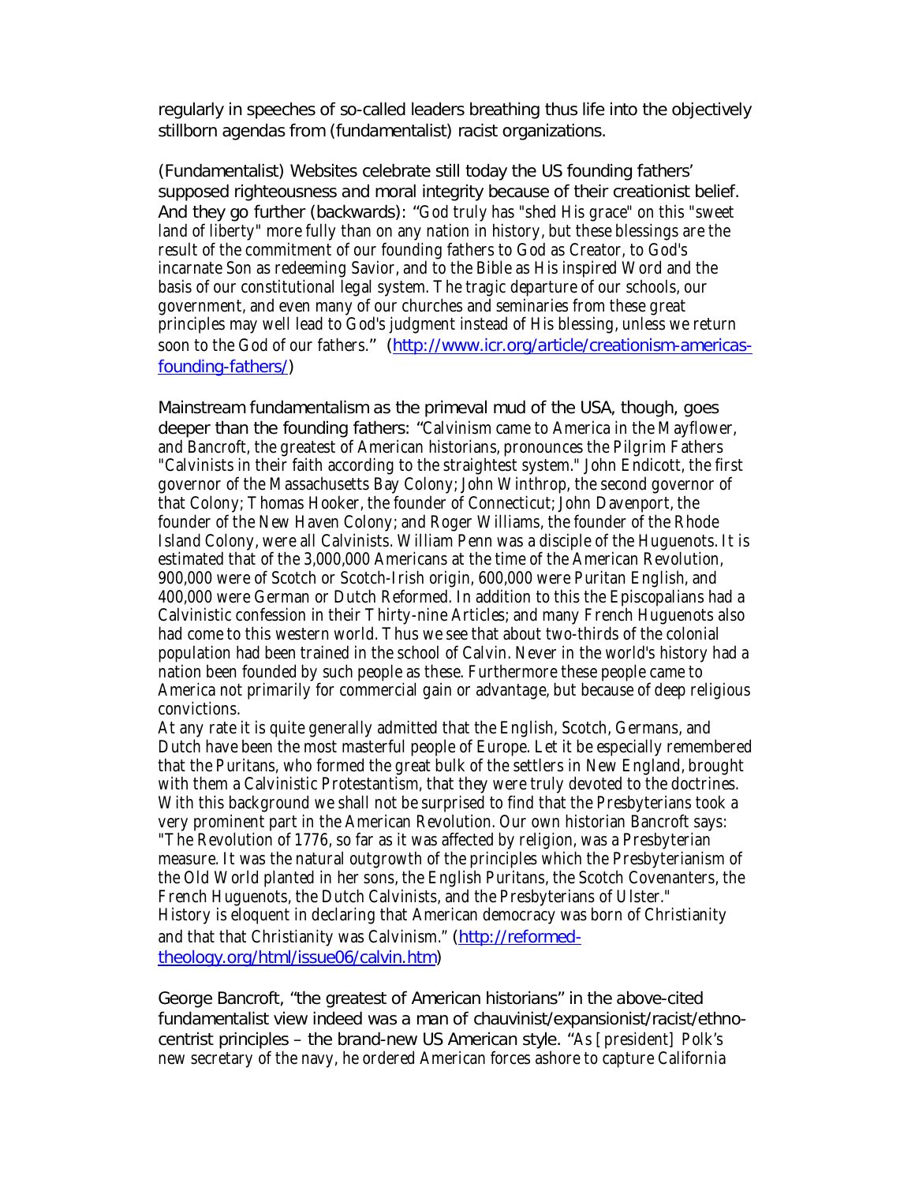regularly in speeches of so-called leaders breathing thus life into the objectively stillborn agendas from (fundamentalist) racist organizations.

(Fundamentalist) Websites celebrate still today the US founding fathers' supposed righteousness and moral integrity because of their creationist belief. And they go further (backwards): "God truly has "shed His grace" on this "sweet land of liberty" more fully than on any nation in history, but these blessings are the result of the commitment of our founding fathers to God as Creator, to God's incarnate Son as redeeming Savior, and to the Bible as His inspired Word and the basis of our constitutional legal system. The tragic departure of our schools, our government, and even many of our churches and seminaries from these great principles may well lead to God's judgment instead of His blessing, unless we return soon to the God of our fathers." ([http://www.icr.org/article/creationism-americas-founding-fathers/](http://www.icr.org/article/creationism-americas-founding-fathers/))

Mainstream fundamentalism as the primeval mud of the USA, though, goes deeper than the founding fathers: "Calvinism came to America in the Mayflower, and Bancroft, the greatest of American historians, pronounces the Pilgrim Fathers "Calvinists in their faith according to the straightest system." John Endicott, the first governor of the Massachusetts Bay Colony; John Winthrop, the second governor of that Colony; Thomas Hooker, the founder of Connecticut; John Davenport, the founder of the New Haven Colony; and Roger Williams, the founder of the Rhode Island Colony, were all Calvinists. William Penn was a disciple of the Huguenots. It is estimated that of the 3,000,000 Americans at the time of the American Revolution, 900,000 were of Scotch or Scotch-Irish origin, 600,000 were Puritan English, and 400,000 were German or Dutch Reformed. In addition to this the Episcopalians had a Calvinistic confession in their Thirty-nine Articles; and many French Huguenots also had come to this western world. Thus we see that about two-thirds of the colonial population had been trained in the school of Calvin. Never in the world's history had a nation been founded by such people as these. Furthermore these people came to America not primarily for commercial gain or advantage, but because of deep religious convictions.
At any rate it is quite generally admitted that the English, Scotch, Germans, and Dutch have been the most masterful people of Europe. Let it be especially remembered that the Puritans, who formed the great bulk of the settlers in New England, brought with them a Calvinistic Protestantism, that they were truly devoted to the doctrines. With this background we shall not be surprised to find that the Presbyterians took a very prominent part in the American Revolution. Our own historian Bancroft says: "The Revolution of 1776, so far as it was affected by religion, was a Presbyterian measure. It was the natural outgrowth of the principles which the Presbyterianism of the Old World planted in her sons, the English Puritans, the Scotch Covenanters, the French Huguenots, the Dutch Calvinists, and the Presbyterians of Ulster."
History is eloquent in declaring that American democracy was born of Christianity and that that Christianity was Calvinism." ([http://reformed-theology.org/html/issue06/calvin.htm](http://reformed-theology.org/html/issue06/calvin.htm))

George Bancroft, "the greatest of American historians" in the above-cited fundamentalist view indeed was a man of chauvinist/expansionist/racist/ethno-centrist principles – the brand-new US American style. "As [president] Polk's new secretary of the navy, he ordered American forces ashore to capture California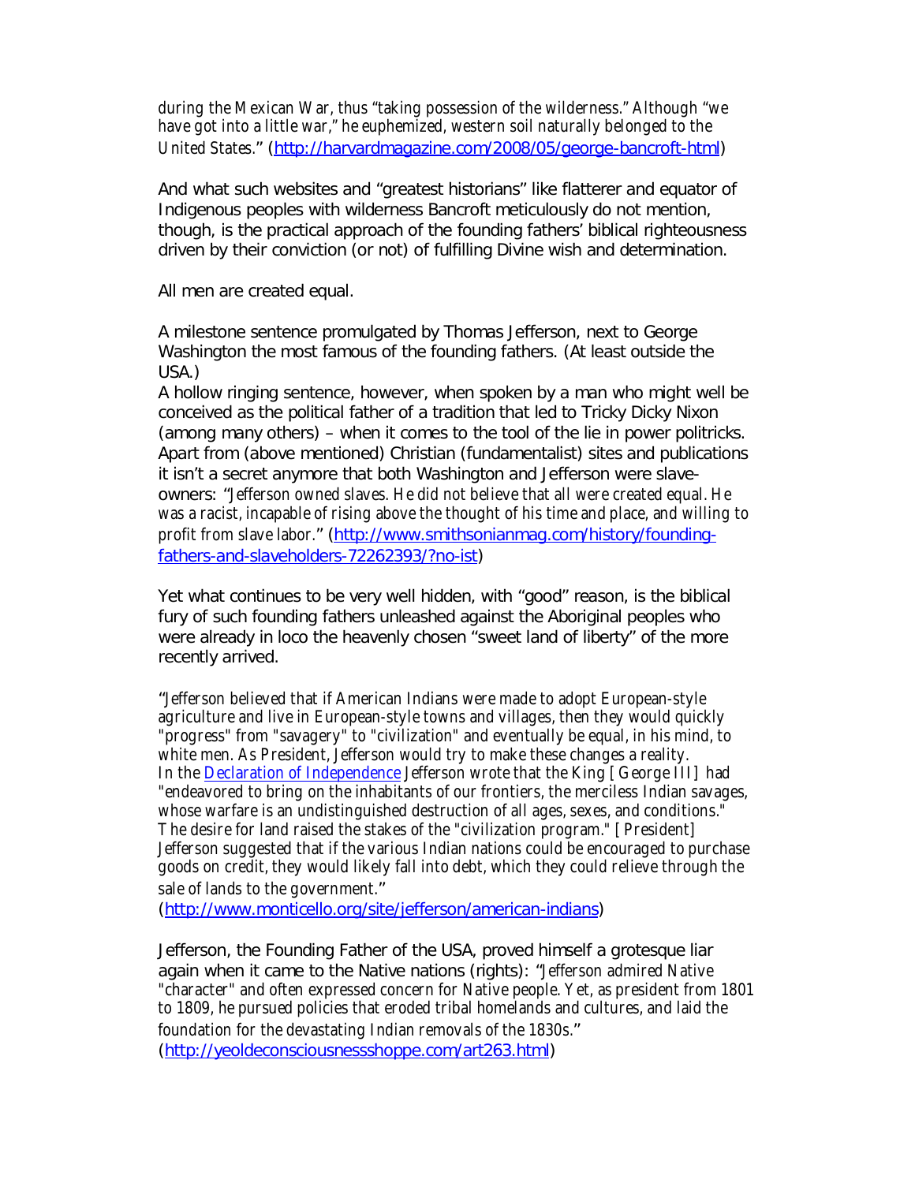*during the Mexican War, thus "taking possession of the wilderness." Although "we have got into a little war," he euphemized, western soil naturally belonged to the United States.*" ([http://harvardmagazine.com/2008/05/george-bancroft-html](http://harvardmagazine.com/2008/05/george-bancroft-html))

And what such websites and "greatest historians" like flatterer and equator of Indigenous peoples with wilderness Bancroft meticulously do not mention, though, is the practical approach of the founding fathers' biblical righteousness driven by their conviction (or not) of fulfilling Divine wish and determination.

All men are created equal.

A milestone sentence promulgated by Thomas Jefferson, next to George Washington the most famous of the founding fathers. (At least outside the USA.)
A hollow ringing sentence, however, when spoken by a man who might well be conceived as the political father of a tradition that led to Tricky Dicky Nixon (among many others) – when it comes to the tool of the lie in power politricks. Apart from (above mentioned) Christian (fundamentalist) sites and publications it isn't a secret anymore that both Washington and Jefferson were slave-owners: "*Jefferson owned slaves. He did not believe that all were created equal. He was a racist, incapable of rising above the thought of his time and place, and willing to profit from slave labor.*" ([http://www.smithsonianmag.com/history/founding-fathers-and-slaveholders-72262393/?no-ist](http://www.smithsonianmag.com/history/founding-fathers-and-slaveholders-72262393/?no-ist))

Yet what continues to be very well hidden, with "good" reason, is the biblical fury of such founding fathers unleashed against the Aboriginal peoples who were already in loco the heavenly chosen "sweet land of liberty" of the more recently arrived.

"*Jefferson believed that if American Indians were made to adopt European-style agriculture and live in European-style towns and villages, then they would quickly "progress" from "savagery" to "civilization" and eventually be equal, in his mind, to white men. As President, Jefferson would try to make these changes a reality. In the [Declaration of Independence]() Jefferson wrote that the King [George III] had "endeavored to bring on the inhabitants of our frontiers, the merciless Indian savages, whose warfare is an undistinguished destruction of all ages, sexes, and conditions." The desire for land raised the stakes of the "civilization program." [President] Jefferson suggested that if the various Indian nations could be encouraged to purchase goods on credit, they would likely fall into debt, which they could relieve through the sale of lands to the government.*"
([http://www.monticello.org/site/jefferson/american-indians](http://www.monticello.org/site/jefferson/american-indians))

Jefferson, the Founding Father of the USA, proved himself a grotesque liar again when it came to the Native nations (rights): "*Jefferson admired Native "character" and often expressed concern for Native people. Yet, as president from 1801 to 1809, he pursued policies that eroded tribal homelands and cultures, and laid the foundation for the devastating Indian removals of the 1830s.*"
([http://yeoldeconsciousnessshoppe.com/art263.html](http://yeoldeconsciousnessshoppe.com/art263.html))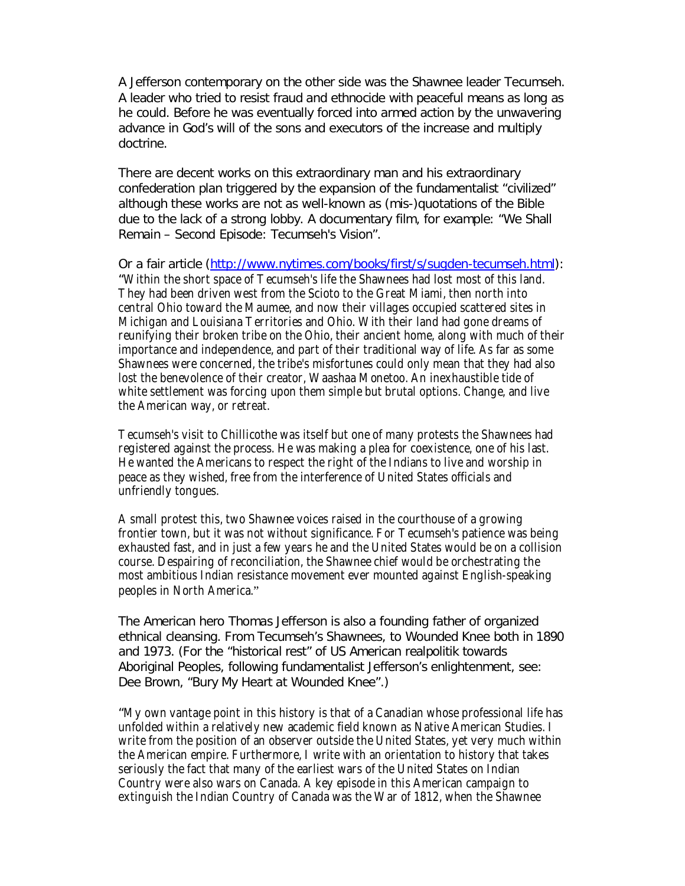A Jefferson contemporary on the other side was the Shawnee leader Tecumseh. A leader who tried to resist fraud and ethnocide with peaceful means as long as he could. Before he was eventually forced into armed action by the unwavering advance in God's will of the sons and executors of the increase and multiply doctrine.

There are decent works on this extraordinary man and his extraordinary confederation plan triggered by the expansion of the fundamentalist "civilized" although these works are not as well-known as (mis-)quotations of the Bible due to the lack of a strong lobby. A documentary film, for example: "We Shall Remain – Second Episode: Tecumseh's Vision".

Or a fair article ([http://www.nytimes.com/books/first/s/sugden-tecumseh.html](http://www.nytimes.com/books/first/s/sugden-tecumseh.html)):
"Within the short space of Tecumseh's life the Shawnees had lost most of this land. They had been driven west from the Scioto to the Great Miami, then north into central Ohio toward the Maumee, and now their villages occupied scattered sites in Michigan and Louisiana Territories and Ohio. With their land had gone dreams of reunifying their broken tribe on the Ohio, their ancient home, along with much of their importance and independence, and part of their traditional way of life. As far as some Shawnees were concerned, the tribe's misfortunes could only mean that they had also lost the benevolence of their creator, Waashaa Monetoo. An inexhaustible tide of white settlement was forcing upon them simple but brutal options. Change, and live the American way, or retreat.

Tecumseh's visit to Chillicothe was itself but one of many protests the Shawnees had registered against the process. He was making a plea for coexistence, one of his last. He wanted the Americans to respect the right of the Indians to live and worship in peace as they wished, free from the interference of United States officials and unfriendly tongues.

A small protest this, two Shawnee voices raised in the courthouse of a growing frontier town, but it was not without significance. For Tecumseh's patience was being exhausted fast, and in just a few years he and the United States would be on a collision course. Despairing of reconciliation, the Shawnee chief would be orchestrating the most ambitious Indian resistance movement ever mounted against English-speaking peoples in North America."

The American hero Thomas Jefferson is also a founding father of organized ethnical cleansing. From Tecumseh's Shawnees, to Wounded Knee both in 1890 and 1973. (For the "historical rest" of US American realpolitik towards Aboriginal Peoples, following fundamentalist Jefferson's enlightenment, see: Dee Brown, "Bury My Heart at Wounded Knee".)

"My own vantage point in this history is that of a Canadian whose professional life has unfolded within a relatively new academic field known as Native American Studies. I write from the position of an observer outside the United States, yet very much within the American empire. Furthermore, I write with an orientation to history that takes seriously the fact that many of the earliest wars of the United States on Indian Country were also wars on Canada. A key episode in this American campaign to extinguish the Indian Country of Canada was the War of 1812, when the Shawnee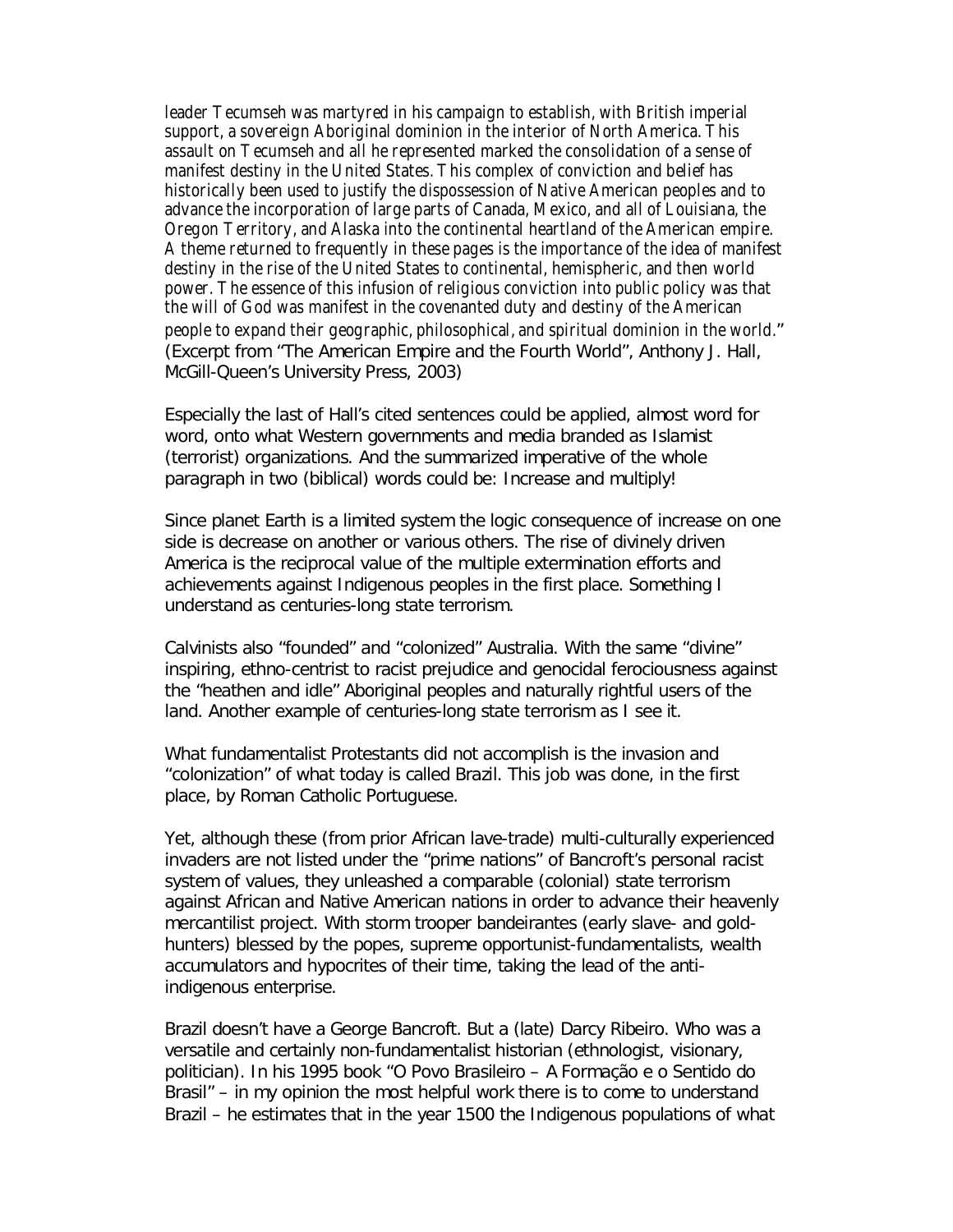*leader Tecumseh was martyred in his campaign to establish, with British imperial support, a sovereign Aboriginal dominion in the interior of North America. This assault on Tecumseh and all he represented marked the consolidation of a sense of manifest destiny in the United States. This complex of conviction and belief has historically been used to justify the dispossession of Native American peoples and to advance the incorporation of large parts of Canada, Mexico, and all of Louisiana, the Oregon Territory, and Alaska into the continental heartland of the American empire. A theme returned to frequently in these pages is the importance of the idea of manifest destiny in the rise of the United States to continental, hemispheric, and then world power. The essence of this infusion of religious conviction into public policy was that the will of God was manifest in the covenanted duty and destiny of the American people to expand their geographic, philosophical, and spiritual dominion in the world.*" (Excerpt from "The American Empire and the Fourth World", Anthony J. Hall, McGill-Queen's University Press, 2003)

Especially the last of Hall's cited sentences could be applied, almost word for word, onto what Western governments and media branded as Islamist (terrorist) organizations. And the summarized imperative of the whole paragraph in two (biblical) words could be: Increase and multiply!

Since planet Earth is a limited system the logic consequence of increase on one side is decrease on another or various others. The rise of divinely driven America is the reciprocal value of the multiple extermination efforts and achievements against Indigenous peoples in the first place. Something I understand as centuries-long state terrorism.

Calvinists also "founded" and "colonized" Australia. With the same "divine" inspiring, ethno-centrist to racist prejudice and genocidal ferociousness against the "heathen and idle" Aboriginal peoples and naturally rightful users of the land. Another example of centuries-long state terrorism as I see it.

What fundamentalist Protestants did not accomplish is the invasion and "colonization" of what today is called Brazil. This job was done, in the first place, by Roman Catholic Portuguese.

Yet, although these (from prior African lave-trade) multi-culturally experienced invaders are not listed under the "prime nations" of Bancroft's personal racist system of values, they unleashed a comparable (colonial) state terrorism against African and Native American nations in order to advance their heavenly mercantilist project. With storm trooper bandeirantes (early slave- and gold-hunters) blessed by the popes, supreme opportunist-fundamentalists, wealth accumulators and hypocrites of their time, taking the lead of the anti-indigenous enterprise.

Brazil doesn't have a George Bancroft. But a (late) Darcy Ribeiro. Who was a versatile and certainly non-fundamentalist historian (ethnologist, visionary, politician). In his 1995 book "O Povo Brasileiro – A Formação e o Sentido do Brasil" – in my opinion the most helpful work there is to come to understand Brazil – he estimates that in the year 1500 the Indigenous populations of what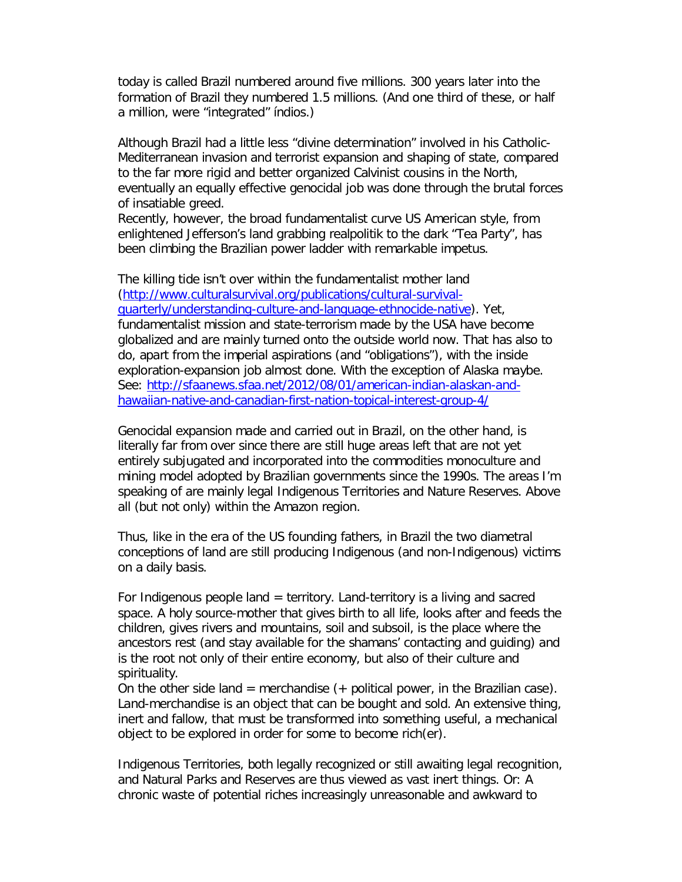today is called Brazil numbered around five millions. 300 years later into the formation of Brazil they numbered 1.5 millions. (And one third of these, or half a million, were "integrated" índios.)

Although Brazil had a little less "divine determination" involved in his Catholic-Mediterranean invasion and terrorist expansion and shaping of state, compared to the far more rigid and better organized Calvinist cousins in the North, eventually an equally effective genocidal job was done through the brutal forces of insatiable greed.
Recently, however, the broad fundamentalist curve US American style, from enlightened Jefferson's land grabbing realpolitik to the dark "Tea Party", has been climbing the Brazilian power ladder with remarkable impetus.

The killing tide isn't over within the fundamentalist mother land ([http://www.culturalsurvival.org/publications/cultural-survival-quarterly/understanding-culture-and-language-ethnocide-native](http://www.culturalsurvival.org/publications/cultural-survival-quarterly/understanding-culture-and-language-ethnocide-native)). Yet, fundamentalist mission and state-terrorism made by the USA have become globalized and are mainly turned onto the outside world now. That has also to do, apart from the imperial aspirations (and "obligations"), with the inside exploration-expansion job almost done. With the exception of Alaska maybe. See: [http://sfaanews.sfaa.net/2012/08/01/american-indian-alaskan-and-hawaiian-native-and-canadian-first-nation-topical-interest-group-4/](http://sfaanews.sfaa.net/2012/08/01/american-indian-alaskan-and-hawaiian-native-and-canadian-first-nation-topical-interest-group-4/)

Genocidal expansion made and carried out in Brazil, on the other hand, is literally far from over since there are still huge areas left that are not yet entirely subjugated and incorporated into the commodities monoculture and mining model adopted by Brazilian governments since the 1990s. The areas I'm speaking of are mainly legal Indigenous Territories and Nature Reserves. Above all (but not only) within the Amazon region.

Thus, like in the era of the US founding fathers, in Brazil the two diametral conceptions of land are still producing Indigenous (and non-Indigenous) victims on a daily basis.

For Indigenous people land = territory. Land-territory is a living and sacred space. A holy source-mother that gives birth to all life, looks after and feeds the children, gives rivers and mountains, soil and subsoil, is the place where the ancestors rest (and stay available for the shamans' contacting and guiding) and is the root not only of their entire economy, but also of their culture and spirituality.
On the other side land = merchandise (+ political power, in the Brazilian case). Land-merchandise is an object that can be bought and sold. An extensive thing, inert and fallow, that must be transformed into something useful, a mechanical object to be explored in order for some to become rich(er).

Indigenous Territories, both legally recognized or still awaiting legal recognition, and Natural Parks and Reserves are thus viewed as vast inert things. Or: A chronic waste of potential riches increasingly unreasonable and awkward to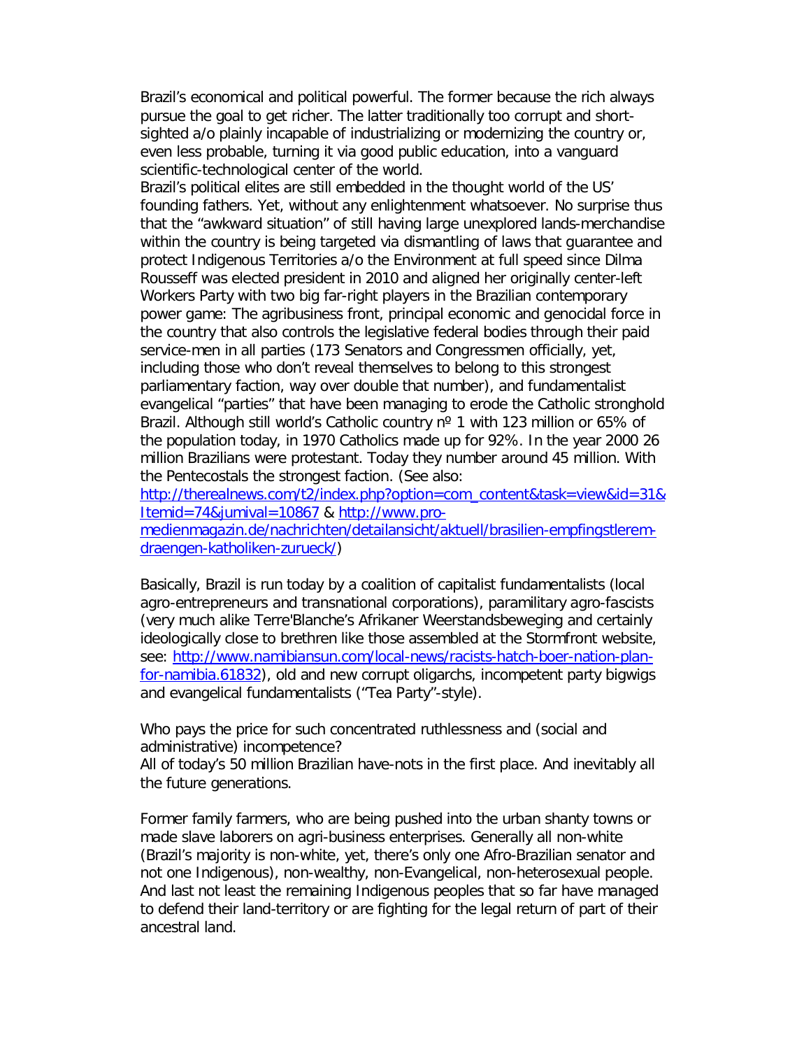Brazil's economical and political powerful. The former because the rich always pursue the goal to get richer. The latter traditionally too corrupt and short-sighted a/o plainly incapable of industrializing or modernizing the country or, even less probable, turning it via good public education, into a vanguard scientific-technological center of the world.

Brazil's political elites are still embedded in the thought world of the US' founding fathers. Yet, without any enlightenment whatsoever. No surprise thus that the "awkward situation" of still having large unexplored lands-merchandise within the country is being targeted via dismantling of laws that guarantee and protect Indigenous Territories a/o the Environment at full speed since Dilma Rousseff was elected president in 2010 and aligned her originally center-left Workers Party with two big far-right players in the Brazilian contemporary power game: The agribusiness front, principal economic and genocidal force in the country that also controls the legislative federal bodies through their paid service-men in all parties (173 Senators and Congressmen officially, yet, including those who don't reveal themselves to belong to this strongest parliamentary faction, way over double that number), and fundamentalist evangelical "parties" that have been managing to erode the Catholic stronghold Brazil. Although still world's Catholic country nº 1 with 123 million or 65% of the population today, in 1970 Catholics made up for 92%. In the year 2000 26 million Brazilians were protestant. Today they number around 45 million. With the Pentecostals the strongest faction. (See also: [http://therealnews.com/t2/index.php?option=com_content&task=view&id=31&Itemid=74&jumival=10867](http://therealnews.com/t2/index.php?option=com_content&task=view&id=31&Itemid=74&jumival=10867) & [http://www.pro-medienmagazin.de/nachrichten/detailansicht/aktuell/brasilien-empfingstlerem-draengen-katholiken-zurueck/](http://www.pro-medienmagazin.de/nachrichten/detailansicht/aktuell/brasilien-empfingstlerem-draengen-katholiken-zurueck/))

Basically, Brazil is run today by a coalition of capitalist fundamentalists (local agro-entrepreneurs and transnational corporations), paramilitary agro-fascists (very much alike Terre'Blanche's Afrikaner Weerstandsbeweging and certainly ideologically close to brethren like those assembled at the Stormfront website, see: [http://www.namibiansun.com/local-news/racists-hatch-boer-nation-plan-for-namibia.61832](http://www.namibiansun.com/local-news/racists-hatch-boer-nation-plan-for-namibia.61832)), old and new corrupt oligarchs, incompetent party bigwigs and evangelical fundamentalists ("Tea Party"-style).

Who pays the price for such concentrated ruthlessness and (social and administrative) incompetence?

All of today's 50 million Brazilian have-nots in the first place. And inevitably all the future generations.

Former family farmers, who are being pushed into the urban shanty towns or made slave laborers on agri-business enterprises. Generally all non-white (Brazil's majority is non-white, yet, there's only one Afro-Brazilian senator and not one Indigenous), non-wealthy, non-Evangelical, non-heterosexual people. And last not least the remaining Indigenous peoples that so far have managed to defend their land-territory or are fighting for the legal return of part of their ancestral land.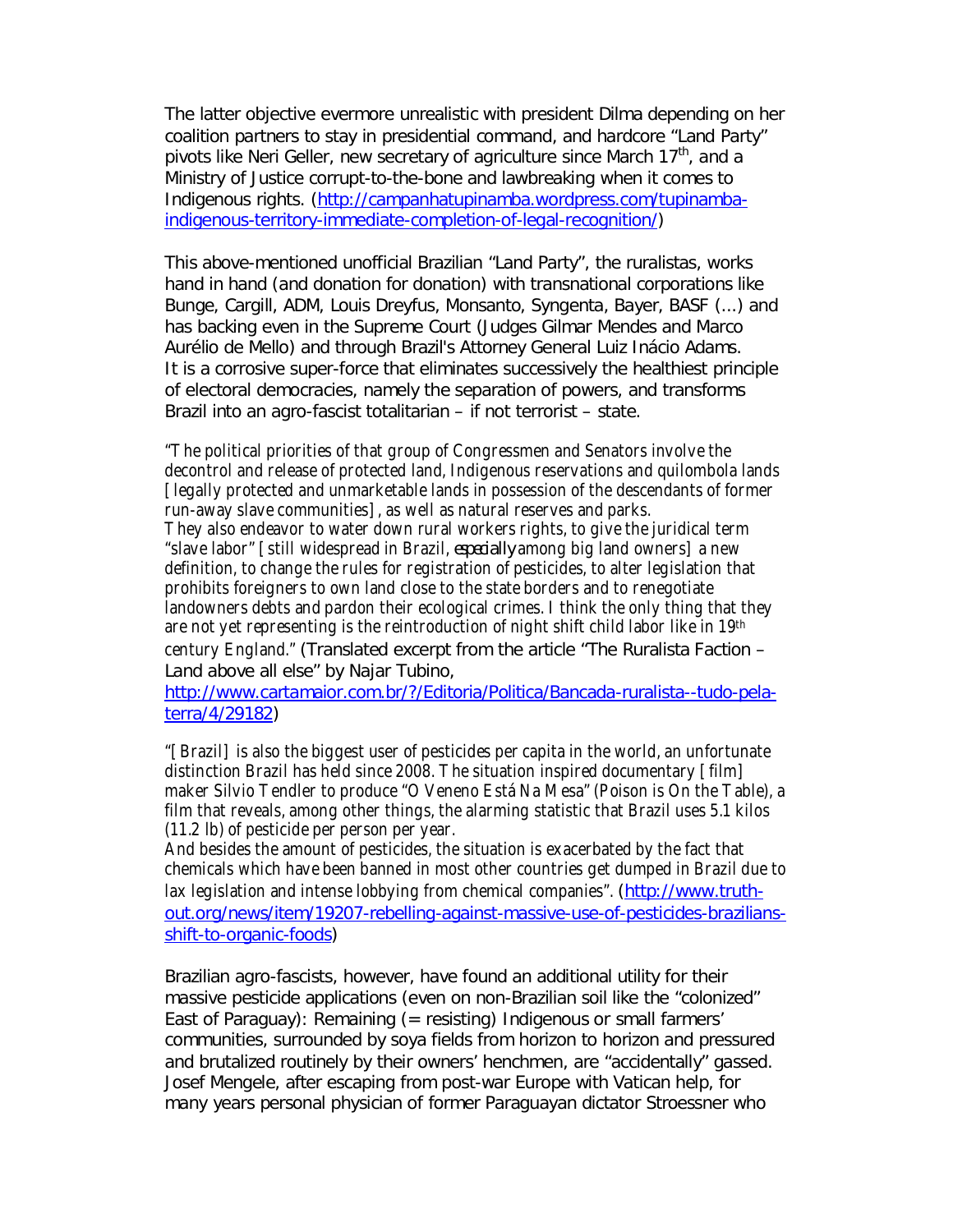The latter objective evermore unrealistic with president Dilma depending on her coalition partners to stay in presidential command, and hardcore "Land Party" pivots like Neri Geller, new secretary of agriculture since March 17th, and a Ministry of Justice corrupt-to-the-bone and lawbreaking when it comes to Indigenous rights. (http://campanhatupinamba.wordpress.com/tupinamba-indigenous-territory-immediate-completion-of-legal-recognition/)

This above-mentioned unofficial Brazilian "Land Party", the ruralistas, works hand in hand (and donation for donation) with transnational corporations like Bunge, Cargill, ADM, Louis Dreyfus, Monsanto, Syngenta, Bayer, BASF (...) and has backing even in the Supreme Court (Judges Gilmar Mendes and Marco Aurélio de Mello) and through Brazil's Attorney General Luiz Inácio Adams. It is a corrosive super-force that eliminates successively the healthiest principle of electoral democracies, namely the separation of powers, and transforms Brazil into an agro-fascist totalitarian – if not terrorist – state.

*"The political priorities of that group of Congressmen and Senators involve the decontrol and release of protected land, Indigenous reservations and quilombola lands [legally protected and unmarketable lands in possession of the descendants of former run-away slave communities], as well as natural reserves and parks.*
*They also endeavor to water down rural workers rights, to give the juridical term "slave labor" [still widespread in Brazil, **especially** among big land owners] a new definition, to change the rules for registration of pesticides, to alter legislation that prohibits foreigners to own land close to the state borders and to renegotiate landowners debts and pardon their ecological crimes. I think the only thing that they are not yet representing is the reintroduction of night shift child labor like in 19th century England."* (Translated excerpt from the article "The Ruralista Faction – Land above all else" by Najar Tubino, http://www.cartamaior.com.br/?/Editoria/Politica/Bancada-ruralista--tudo-pela-terra/4/29182)

*"[Brazil] is also the biggest user of pesticides per capita in the world, an unfortunate distinction Brazil has held since 2008. The situation inspired documentary [film] maker Silvio Tendler to produce "O Veneno Está Na Mesa" (Poison is On the Table), a film that reveals, among other things, the alarming statistic that Brazil uses 5.1 kilos (11.2 lb) of pesticide per person per year.*
*And besides the amount of pesticides, the situation is exacerbated by the fact that chemicals which have been banned in most other countries get dumped in Brazil due to lax legislation and intense lobbying from chemical companies".* (http://www.truth-out.org/news/item/19207-rebelling-against-massive-use-of-pesticides-brazilians-shift-to-organic-foods)

Brazilian agro-fascists, however, have found an additional utility for their massive pesticide applications (even on non-Brazilian soil like the "colonized" East of Paraguay): Remaining (= resisting) Indigenous or small farmers' communities, surrounded by soya fields from horizon to horizon and pressured and brutalized routinely by their owners' henchmen, are "accidentally" gassed. Josef Mengele, after escaping from post-war Europe with Vatican help, for many years personal physician of former Paraguayan dictator Stroessner who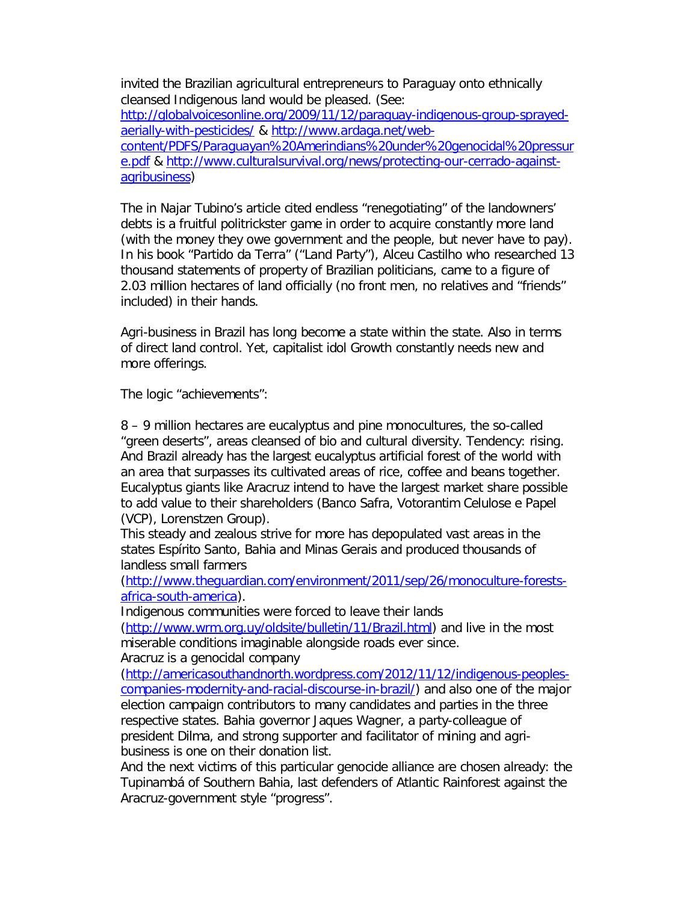invited the Brazilian agricultural entrepreneurs to Paraguay onto ethnically cleansed Indigenous land would be pleased. (See: [http://globalvoicesonline.org/2009/11/12/paraguay-indigenous-group-sprayed-aerially-with-pesticides/](http://globalvoicesonline.org/2009/11/12/paraguay-indigenous-group-sprayed-aerially-with-pesticides/) & [http://www.ardaga.net/web-content/PDFS/Paraguayan%20Amerindians%20under%20genocidal%20pressure.pdf](http://www.ardaga.net/web-content/PDFS/Paraguayan%20Amerindians%20under%20genocidal%20pressure.pdf) & [http://www.culturalsurvival.org/news/protecting-our-cerrado-against-agribusiness](http://www.culturalsurvival.org/news/protecting-our-cerrado-against-agribusiness))

The in Najar Tubino's article cited endless "renegotiating" of the landowners' debts is a fruitful politrickster game in order to acquire constantly more land (with the money they owe government and the people, but never have to pay). In his book "Partido da Terra" ("Land Party"), Alceu Castilho who researched 13 thousand statements of property of Brazilian politicians, came to a figure of 2.03 million hectares of land officially (no front men, no relatives and "friends" included) in their hands.

Agri-business in Brazil has long become a state within the state. Also in terms of direct land control. Yet, capitalist idol Growth constantly needs new and more offerings.

The logic "achievements":

8 – 9 million hectares are eucalyptus and pine monocultures, the so-called "green deserts", areas cleansed of bio and cultural diversity. Tendency: rising. And Brazil already has the largest eucalyptus artificial forest of the world with an area that surpasses its cultivated areas of rice, coffee and beans together. Eucalyptus giants like Aracruz intend to have the largest market share possible to add value to their shareholders (Banco Safra, Votorantim Celulose e Papel (VCP), Lorenstzen Group).
This steady and zealous strive for more has depopulated vast areas in the states Espírito Santo, Bahia and Minas Gerais and produced thousands of landless small farmers ([http://www.theguardian.com/environment/2011/sep/26/monoculture-forests-africa-south-america](http://www.theguardian.com/environment/2011/sep/26/monoculture-forests-africa-south-america)).
Indigenous communities were forced to leave their lands ([http://www.wrm.org.uy/oldsite/bulletin/11/Brazil.html](http://www.wrm.org.uy/oldsite/bulletin/11/Brazil.html)) and live in the most miserable conditions imaginable alongside roads ever since.
Aracruz is a genocidal company ([http://americasouthandnorth.wordpress.com/2012/11/12/indigenous-peoples-companies-modernity-and-racial-discourse-in-brazil/](http://americasouthandnorth.wordpress.com/2012/11/12/indigenous-peoples-companies-modernity-and-racial-discourse-in-brazil/)) and also one of the major election campaign contributors to many candidates and parties in the three respective states. Bahia governor Jaques Wagner, a party-colleague of president Dilma, and strong supporter and facilitator of mining and agri-business is one on their donation list.
And the next victims of this particular genocide alliance are chosen already: the Tupinambá of Southern Bahia, last defenders of Atlantic Rainforest against the Aracruz-government style "progress".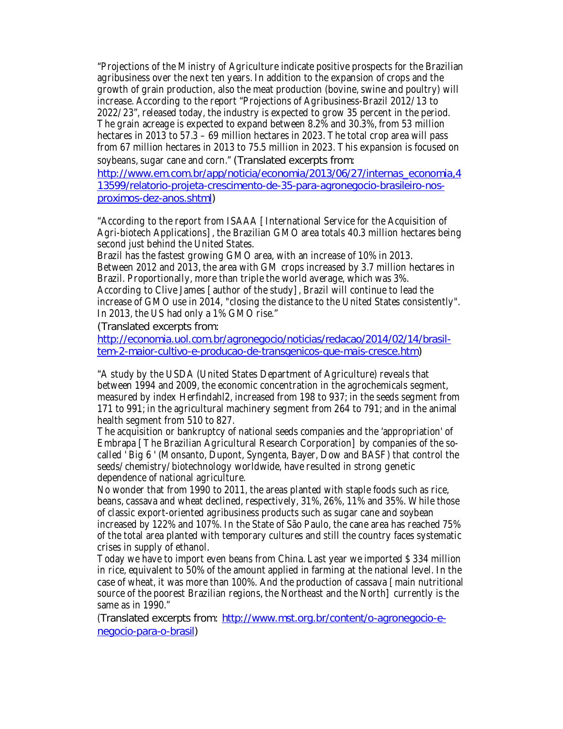"Projections of the Ministry of Agriculture indicate positive prospects for the Brazilian agribusiness over the next ten years. In addition to the expansion of crops and the growth of grain production, also the meat production (bovine, swine and poultry) will increase. According to the report "Projections of Agribusiness-Brazil 2012/13 to 2022/23", released today, the industry is expected to grow 35 percent in the period. The grain acreage is expected to expand between 8.2% and 30.3%, from 53 million hectares in 2013 to 57.3 – 69 million hectares in 2023. The total crop area will pass from 67 million hectares in 2013 to 75.5 million in 2023. This expansion is focused on soybeans, sugar cane and corn." (Translated excerpts from: [http://www.em.com.br/app/noticia/economia/2013/06/27/internas_economia,413599/relatorio-projeta-crescimento-de-35-para-agronegocio-brasileiro-nos-proximos-dez-anos.shtml](http://www.em.com.br/app/noticia/economia/2013/06/27/internas_economia,413599/relatorio-projeta-crescimento-de-35-para-agronegocio-brasileiro-nos-proximos-dez-anos.shtml))

"According to the report from ISAAA [International Service for the Acquisition of Agri-biotech Applications], the Brazilian GMO area totals 40.3 million hectares being second just behind the United States.
Brazil has the fastest growing GMO area, with an increase of 10% in 2013. Between 2012 and 2013, the area with GM crops increased by 3.7 million hectares in Brazil. Proportionally, more than triple the world average, which was 3%.
According to Clive James [author of the study], Brazil will continue to lead the increase of GMO use in 2014, "closing the distance to the United States consistently". In 2013, the US had only a 1% GMO rise."

(Translated excerpts from: [http://economia.uol.com.br/agronegocio/noticias/redacao/2014/02/14/brasil-tem-2-maior-cultivo-e-producao-de-transgenicos-que-mais-cresce.htm](http://economia.uol.com.br/agronegocio/noticias/redacao/2014/02/14/brasil-tem-2-maior-cultivo-e-producao-de-transgenicos-que-mais-cresce.htm))

"A study by the USDA (United States Department of Agriculture) reveals that between 1994 and 2009, the economic concentration in the agrochemicals segment, measured by index Herfindahl2, increased from 198 to 937; in the seeds segment from 171 to 991; in the agricultural machinery segment from 264 to 791; and in the animal health segment from 510 to 827.
The acquisition or bankruptcy of national seeds companies and the 'appropriation' of Embrapa [The Brazilian Agricultural Research Corporation] by companies of the so-called ' Big 6 ' (Monsanto, Dupont, Syngenta, Bayer, Dow and BASF) that control the seeds/chemistry/biotechnology worldwide, have resulted in strong genetic dependence of national agriculture.
No wonder that from 1990 to 2011, the areas planted with staple foods such as rice, beans, cassava and wheat declined, respectively, 31%, 26%, 11% and 35%. While those of classic export-oriented agribusiness products such as sugar cane and soybean increased by 122% and 107%. In the State of São Paulo, the cane area has reached 75% of the total area planted with temporary cultures and still the country faces systematic crises in supply of ethanol.
Today we have to import even beans from China. Last year we imported $ 334 million in rice, equivalent to 50% of the amount applied in farming at the national level. In the case of wheat, it was more than 100%. And the production of cassava [main nutritional source of the poorest Brazilian regions, the Northeast and the North] currently is the same as in 1990."

(Translated excerpts from: [http://www.mst.org.br/content/o-agronegocio-e-negocio-para-o-brasil](http://www.mst.org.br/content/o-agronegocio-e-negocio-para-o-brasil))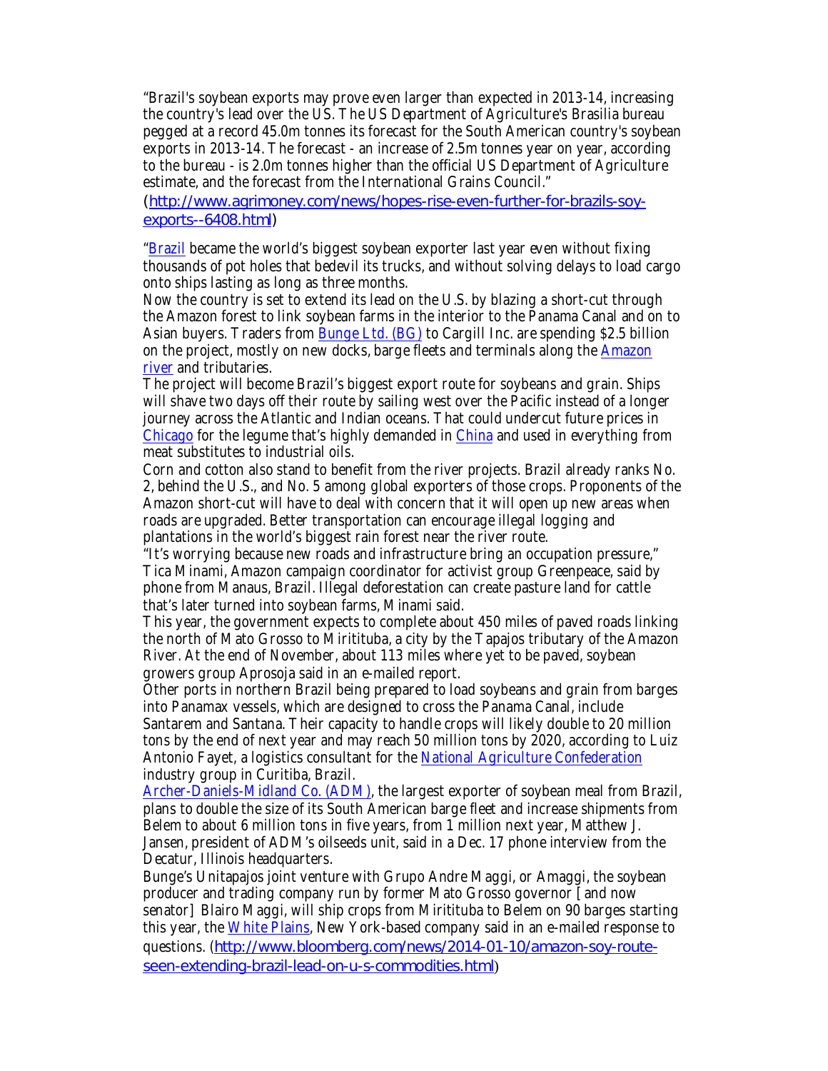"Brazil's soybean exports may prove even larger than expected in 2013-14, increasing the country's lead over the US. The US Department of Agriculture's Brasilia bureau pegged at a record 45.0m tonnes its forecast for the South American country's soybean exports in 2013-14. The forecast - an increase of 2.5m tonnes year on year, according to the bureau - is 2.0m tonnes higher than the official US Department of Agriculture estimate, and the forecast from the International Grains Council."
(http://www.agrimoney.com/news/hopes-rise-even-further-for-brazils-soy-exports--6408.html)

"Brazil became the world's biggest soybean exporter last year even without fixing thousands of pot holes that bedevil its trucks, and without solving delays to load cargo onto ships lasting as long as three months.
Now the country is set to extend its lead on the U.S. by blazing a short-cut through the Amazon forest to link soybean farms in the interior to the Panama Canal and on to Asian buyers. Traders from Bunge Ltd. (BG) to Cargill Inc. are spending $2.5 billion on the project, mostly on new docks, barge fleets and terminals along the Amazon river and tributaries.
The project will become Brazil's biggest export route for soybeans and grain. Ships will shave two days off their route by sailing west over the Pacific instead of a longer journey across the Atlantic and Indian oceans. That could undercut future prices in Chicago for the legume that's highly demanded in China and used in everything from meat substitutes to industrial oils.
Corn and cotton also stand to benefit from the river projects. Brazil already ranks No. 2, behind the U.S., and No. 5 among global exporters of those crops. Proponents of the Amazon short-cut will have to deal with concern that it will open up new areas when roads are upgraded. Better transportation can encourage illegal logging and plantations in the world's biggest rain forest near the river route.
"It's worrying because new roads and infrastructure bring an occupation pressure," Tica Minami, Amazon campaign coordinator for activist group Greenpeace, said by phone from Manaus, Brazil. Illegal deforestation can create pasture land for cattle that's later turned into soybean farms, Minami said.
This year, the government expects to complete about 450 miles of paved roads linking the north of Mato Grosso to Miritituba, a city by the Tapajos tributary of the Amazon River. At the end of November, about 113 miles where yet to be paved, soybean growers group Aprosoja said in an e-mailed report.
Other ports in northern Brazil being prepared to load soybeans and grain from barges into Panamax vessels, which are designed to cross the Panama Canal, include Santarem and Santana. Their capacity to handle crops will likely double to 20 million tons by the end of next year and may reach 50 million tons by 2020, according to Luiz Antonio Fayet, a logistics consultant for the National Agriculture Confederation industry group in Curitiba, Brazil.
Archer-Daniels-Midland Co. (ADM), the largest exporter of soybean meal from Brazil, plans to double the size of its South American barge fleet and increase shipments from Belem to about 6 million tons in five years, from 1 million next year, Matthew J. Jansen, president of ADM's oilseeds unit, said in a Dec. 17 phone interview from the Decatur, Illinois headquarters.
Bunge's Unitapajos joint venture with Grupo Andre Maggi, or Amaggi, the soybean producer and trading company run by former Mato Grosso governor [and now senator] Blairo Maggi, will ship crops from Miritituba to Belem on 90 barges starting this year, the White Plains, New York-based company said in an e-mailed response to questions. (http://www.bloomberg.com/news/2014-01-10/amazon-soy-route-seen-extending-brazil-lead-on-u-s-commodities.html)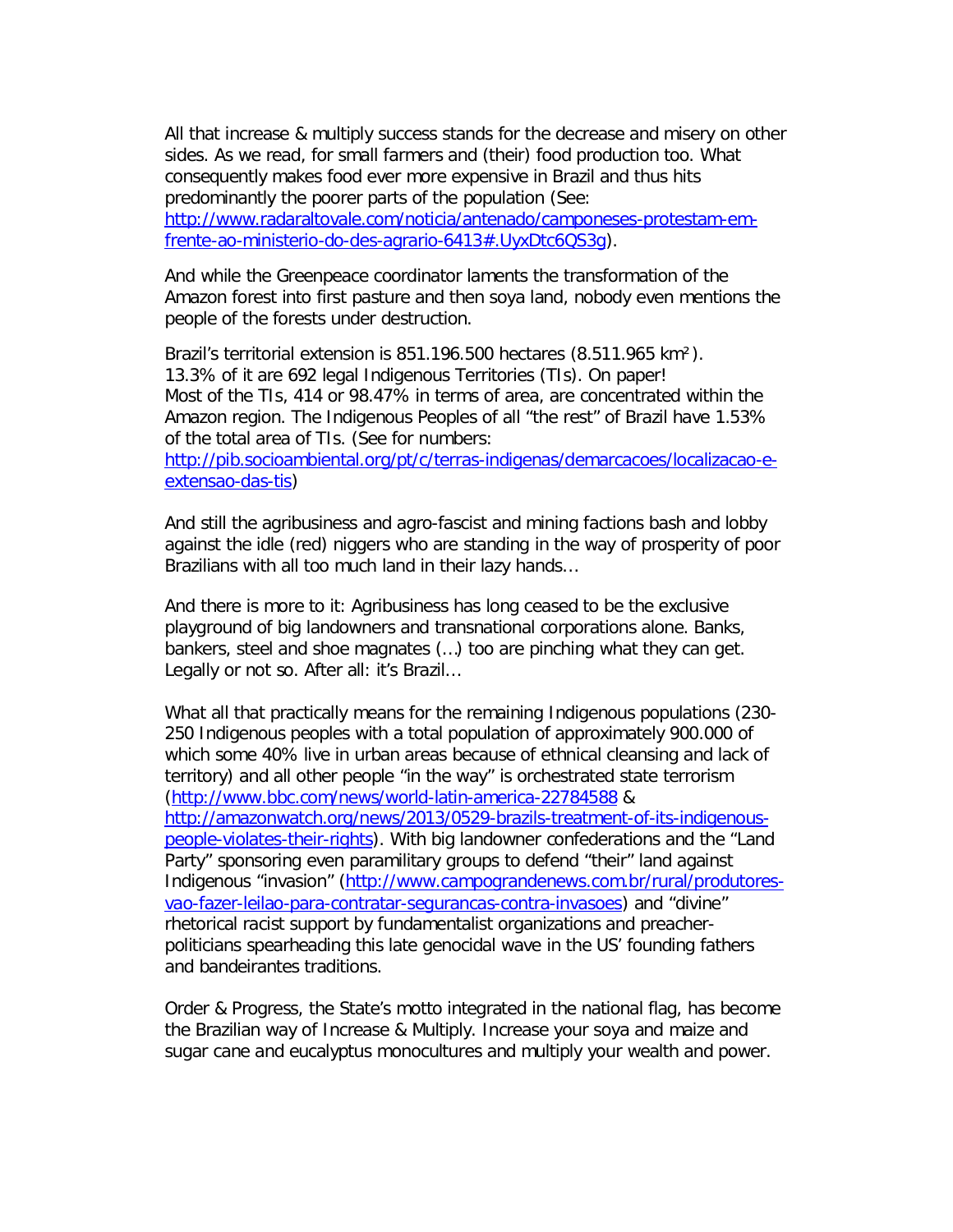All that increase & multiply success stands for the decrease and misery on other sides. As we read, for small farmers and (their) food production too. What consequently makes food ever more expensive in Brazil and thus hits predominantly the poorer parts of the population (See: http://www.radaraltovale.com/noticia/antenado/camponeses-protestam-em-frente-ao-ministerio-do-des-agrario-6413#.UyxDtc6QS3g).

And while the Greenpeace coordinator laments the transformation of the Amazon forest into first pasture and then soya land, nobody even mentions the people of the forests under destruction.

Brazil's territorial extension is 851.196.500 hectares (8.511.965 km²).
13.3% of it are 692 legal Indigenous Territories (TIs). On paper!
Most of the TIs, 414 or 98.47% in terms of area, are concentrated within the Amazon region. The Indigenous Peoples of all "the rest" of Brazil have 1.53% of the total area of TIs. (See for numbers: http://pib.socioambiental.org/pt/c/terras-indigenas/demarcacoes/localizacao-e-extensao-das-tis)

And still the agribusiness and agro-fascist and mining factions bash and lobby against the idle (red) niggers who are standing in the way of prosperity of poor Brazilians with all too much land in their lazy hands…

And there is more to it: Agribusiness has long ceased to be the exclusive playground of big landowners and transnational corporations alone. Banks, bankers, steel and shoe magnates (…) too are pinching what they can get. Legally or not so. After all: it's Brazil…

What all that practically means for the remaining Indigenous populations (230-250 Indigenous peoples with a total population of approximately 900.000 of which some 40% live in urban areas because of ethnical cleansing and lack of territory) and all other people "in the way" is orchestrated state terrorism (http://www.bbc.com/news/world-latin-america-22784588 & http://amazonwatch.org/news/2013/0529-brazils-treatment-of-its-indigenous-people-violates-their-rights). With big landowner confederations and the "Land Party" sponsoring even paramilitary groups to defend "their" land against Indigenous "invasion" (http://www.campograndenews.com.br/rural/produtores-vao-fazer-leilao-para-contratar-segurancas-contra-invasoes) and "divine" rhetorical racist support by fundamentalist organizations and preacher-politicians spearheading this late genocidal wave in the US' founding fathers and bandeirantes traditions.

Order & Progress, the State's motto integrated in the national flag, has become the Brazilian way of Increase & Multiply. Increase your soya and maize and sugar cane and eucalyptus monocultures and multiply your wealth and power.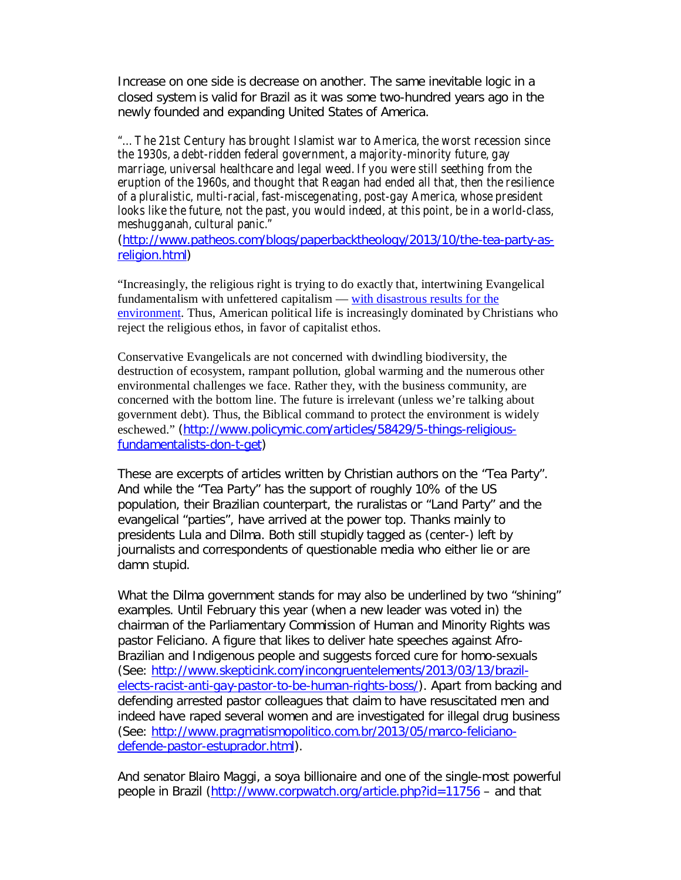Increase on one side is decrease on another. The same inevitable logic in a closed system is valid for Brazil as it was some two-hundred years ago in the newly founded and expanding United States of America.

"... The 21st Century has brought Islamist war to America, the worst recession since the 1930s, a debt-ridden federal government, a majority-minority future, gay marriage, universal healthcare and legal weed. If you were still seething from the eruption of the 1960s, and thought that Reagan had ended all that, then the resilience of a pluralistic, multi-racial, fast-miscegenating, post-gay America, whose president looks like the future, not the past, you would indeed, at this point, be in a world-class, meshugganah, cultural panic."
(http://www.patheos.com/blogs/paperbacktheology/2013/10/the-tea-party-as-religion.html)

"Increasingly, the religious right is trying to do exactly that, intertwining Evangelical fundamentalism with unfettered capitalism — with disastrous results for the environment. Thus, American political life is increasingly dominated by Christians who reject the religious ethos, in favor of capitalist ethos.

Conservative Evangelicals are not concerned with dwindling biodiversity, the destruction of ecosystem, rampant pollution, global warming and the numerous other environmental challenges we face. Rather they, with the business community, are concerned with the bottom line. The future is irrelevant (unless we're talking about government debt). Thus, the Biblical command to protect the environment is widely eschewed." (http://www.policymic.com/articles/58429/5-things-religious-fundamentalists-don-t-get)

These are excerpts of articles written by Christian authors on the "Tea Party". And while the "Tea Party" has the support of roughly 10% of the US population, their Brazilian counterpart, the ruralistas or "Land Party" and the evangelical "parties", have arrived at the power top. Thanks mainly to presidents Lula and Dilma. Both still stupidly tagged as (center-) left by journalists and correspondents of questionable media who either lie or are damn stupid.

What the Dilma government stands for may also be underlined by two "shining" examples. Until February this year (when a new leader was voted in) the chairman of the Parliamentary Commission of Human and Minority Rights was pastor Feliciano. A figure that likes to deliver hate speeches against Afro-Brazilian and Indigenous people and suggests forced cure for homo-sexuals (See: http://www.skepticink.com/incongruentelements/2013/03/13/brazil-elects-racist-anti-gay-pastor-to-be-human-rights-boss/). Apart from backing and defending arrested pastor colleagues that claim to have resuscitated men and indeed have raped several women and are investigated for illegal drug business (See: http://www.pragmatismopolitico.com.br/2013/05/marco-feliciano-defende-pastor-estuprador.html).

And senator Blairo Maggi, a soya billionaire and one of the single-most powerful people in Brazil (http://www.corpwatch.org/article.php?id=11756 – and that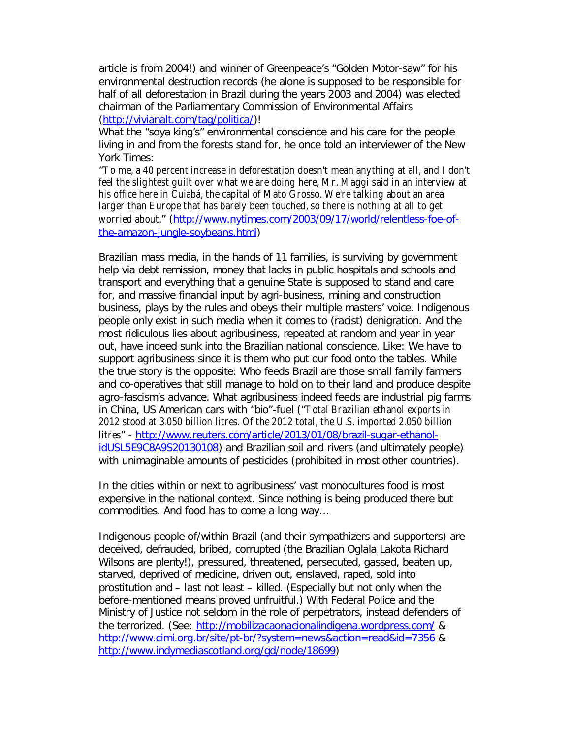article is from 2004!) and winner of Greenpeace's "Golden Motor-saw" for his environmental destruction records (he alone is supposed to be responsible for half of all deforestation in Brazil during the years 2003 and 2004) was elected chairman of the Parliamentary Commission of Environmental Affairs (http://vivianalt.com/tag/politica/)!

What the "soya king's" environmental conscience and his care for the people living in and from the forests stand for, he once told an interviewer of the New York Times:

"*To me, a 40 percent increase in deforestation doesn't mean anything at all, and I don't feel the slightest guilt over what we are doing here, Mr. Maggi said in an interview at his office here in Cuiabá, the capital of Mato Grosso. We're talking about an area larger than Europe that has barely been touched, so there is nothing at all to get worried about.*" (http://www.nytimes.com/2003/09/17/world/relentless-foe-of-the-amazon-jungle-soybeans.html)

Brazilian mass media, in the hands of 11 families, is surviving by government help via debt remission, money that lacks in public hospitals and schools and transport and everything that a genuine State is supposed to stand and care for, and massive financial input by agri-business, mining and construction business, plays by the rules and obeys their multiple masters' voice. Indigenous people only exist in such media when it comes to (racist) denigration. And the most ridiculous lies about agribusiness, repeated at random and year in year out, have indeed sunk into the Brazilian national conscience. Like: We have to support agribusiness since it is them who put our food onto the tables. While the true story is the opposite: Who feeds Brazil are those small family farmers and co-operatives that still manage to hold on to their land and produce despite agro-fascism's advance. What agribusiness indeed feeds are industrial pig farms in China, US American cars with "bio"-fuel ("*Total Brazilian ethanol exports in 2012 stood at 3.050 billion litres. Of the 2012 total, the U.S. imported 2.050 billion litres*" - http://www.reuters.com/article/2013/01/08/brazil-sugar-ethanol-idUSL5E9C8A9S20130108) and Brazilian soil and rivers (and ultimately people) with unimaginable amounts of pesticides (prohibited in most other countries).

In the cities within or next to agribusiness' vast monocultures food is most expensive in the national context. Since nothing is being produced there but commodities. And food has to come a long way…

Indigenous people of/within Brazil (and their sympathizers and supporters) are deceived, defrauded, bribed, corrupted (the Brazilian Oglala Lakota Richard Wilsons are plenty!), pressured, threatened, persecuted, gassed, beaten up, starved, deprived of medicine, driven out, enslaved, raped, sold into prostitution and – last not least – killed. (Especially but not only when the before-mentioned means proved unfruitful.) With Federal Police and the Ministry of Justice not seldom in the role of perpetrators, instead defenders of the terrorized. (See: http://mobilizacaonacionalindigena.wordpress.com/ & http://www.cimi.org.br/site/pt-br/?system=news&action=read&id=7356 & http://www.indymediascotland.org/gd/node/18699)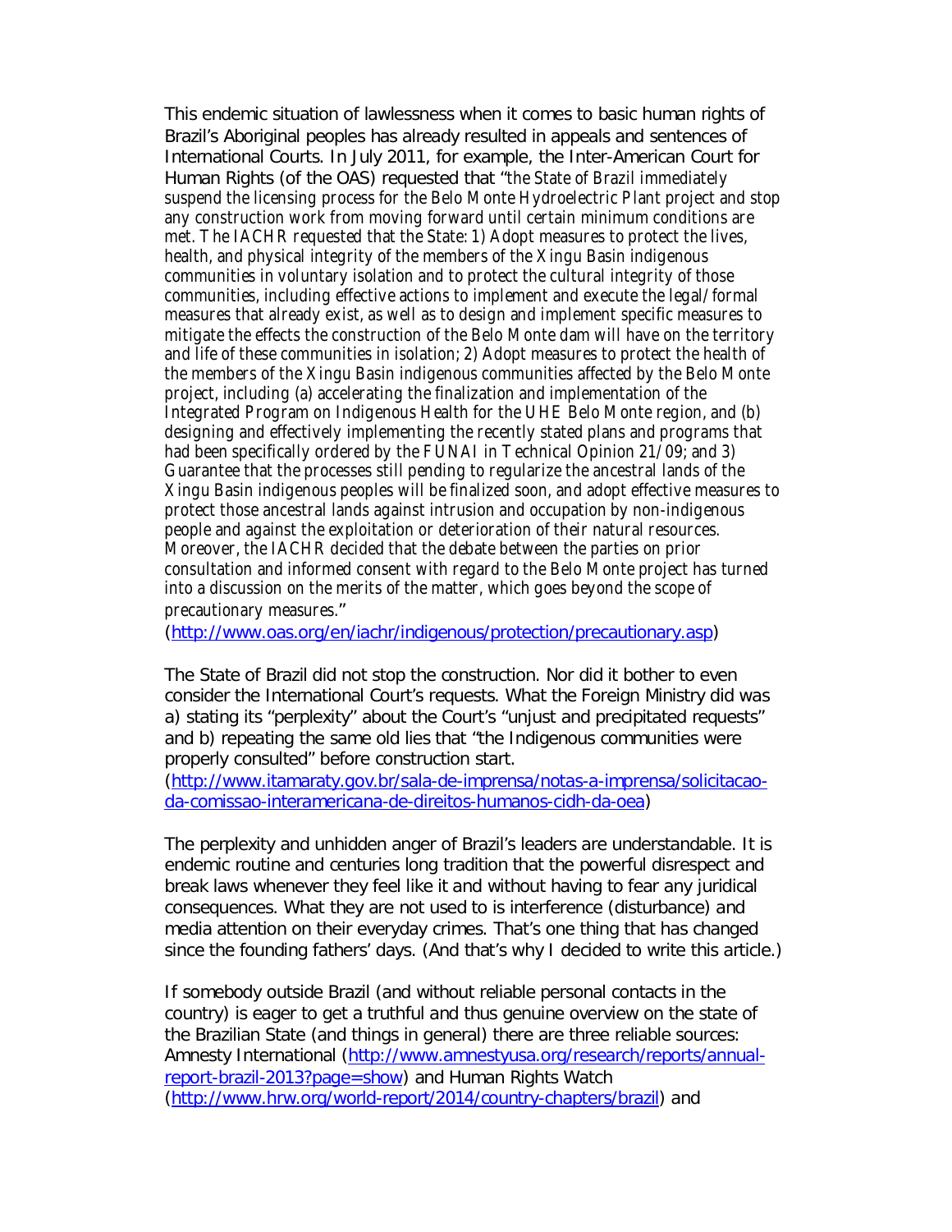This endemic situation of lawlessness when it comes to basic human rights of Brazil's Aboriginal peoples has already resulted in appeals and sentences of International Courts. In July 2011, for example, the Inter-American Court for Human Rights (of the OAS) requested that "the State of Brazil immediately suspend the licensing process for the Belo Monte Hydroelectric Plant project and stop any construction work from moving forward until certain minimum conditions are met. The IACHR requested that the State: 1) Adopt measures to protect the lives, health, and physical integrity of the members of the Xingu Basin indigenous communities in voluntary isolation and to protect the cultural integrity of those communities, including effective actions to implement and execute the legal/formal measures that already exist, as well as to design and implement specific measures to mitigate the effects the construction of the Belo Monte dam will have on the territory and life of these communities in isolation; 2) Adopt measures to protect the health of the members of the Xingu Basin indigenous communities affected by the Belo Monte project, including (a) accelerating the finalization and implementation of the Integrated Program on Indigenous Health for the UHE Belo Monte region, and (b) designing and effectively implementing the recently stated plans and programs that had been specifically ordered by the FUNAI in Technical Opinion 21/09; and 3) Guarantee that the processes still pending to regularize the ancestral lands of the Xingu Basin indigenous peoples will be finalized soon, and adopt effective measures to protect those ancestral lands against intrusion and occupation by non-indigenous people and against the exploitation or deterioration of their natural resources. Moreover, the IACHR decided that the debate between the parties on prior consultation and informed consent with regard to the Belo Monte project has turned into a discussion on the merits of the matter, which goes beyond the scope of precautionary measures."
(http://www.oas.org/en/iachr/indigenous/protection/precautionary.asp)

The State of Brazil did not stop the construction. Nor did it bother to even consider the International Court's requests. What the Foreign Ministry did was a) stating its "perplexity" about the Court's "unjust and precipitated requests" and b) repeating the same old lies that "the Indigenous communities were properly consulted" before construction start.
(http://www.itamaraty.gov.br/sala-de-imprensa/notas-a-imprensa/solicitacao-da-comissao-interamericana-de-direitos-humanos-cidh-da-oea)

The perplexity and unhidden anger of Brazil's leaders are understandable. It is endemic routine and centuries long tradition that the powerful disrespect and break laws whenever they feel like it and without having to fear any juridical consequences. What they are not used to is interference (disturbance) and media attention on their everyday crimes. That's one thing that has changed since the founding fathers' days. (And that's why I decided to write this article.)

If somebody outside Brazil (and without reliable personal contacts in the country) is eager to get a truthful and thus genuine overview on the state of the Brazilian State (and things in general) there are three reliable sources: Amnesty International (http://www.amnestyusa.org/research/reports/annual-report-brazil-2013?page=show) and Human Rights Watch (http://www.hrw.org/world-report/2014/country-chapters/brazil) and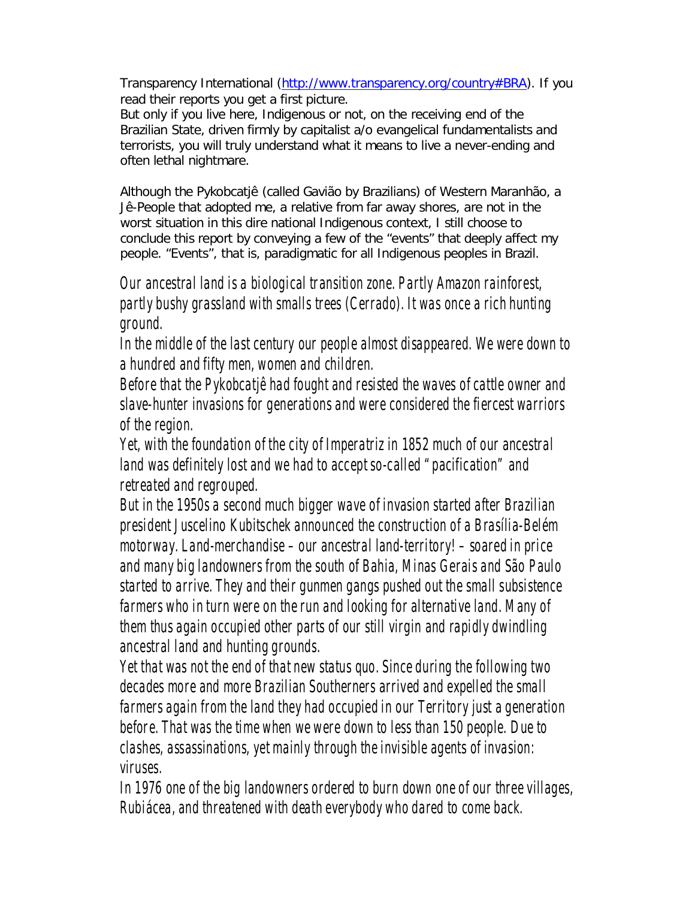Transparency International ([http://www.transparency.org/country#BRA](http://www.transparency.org/country#BRA)). If you read their reports you get a first picture.
But only if you live here, Indigenous or not, on the receiving end of the Brazilian State, driven firmly by capitalist a/o evangelical fundamentalists and terrorists, you will truly understand what it means to live a never-ending and often lethal nightmare.

Although the Pykobcatjê (called Gavião by Brazilians) of Western Maranhão, a Jê-People that adopted me, a relative from far away shores, are not in the worst situation in this dire national Indigenous context, I still choose to conclude this report by conveying a few of the "events" that deeply affect my people. "Events", that is, paradigmatic for all Indigenous peoples in Brazil.

*Our ancestral land is a biological transition zone. Partly Amazon rainforest, partly bushy grassland with smalls trees (Cerrado). It was once a rich hunting ground.*
*In the middle of the last century our people almost disappeared. We were down to a hundred and fifty men, women and children.*
*Before that the Pykobcatjê had fought and resisted the waves of cattle owner and slave-hunter invasions for generations and were considered the fiercest warriors of the region.*
*Yet, with the foundation of the city of Imperatriz in 1852 much of our ancestral land was definitely lost and we had to accept so-called "pacification" and retreated and regrouped.*
*But in the 1950s a second much bigger wave of invasion started after Brazilian president Juscelino Kubitschek announced the construction of a Brasília-Belém motorway. Land-merchandise – our ancestral land-territory! – soared in price and many big landowners from the south of Bahia, Minas Gerais and São Paulo started to arrive. They and their gunmen gangs pushed out the small subsistence farmers who in turn were on the run and looking for alternative land. Many of them thus again occupied other parts of our still virgin and rapidly dwindling ancestral land and hunting grounds.*
*Yet that was not the end of that new status quo. Since during the following two decades more and more Brazilian Southerners arrived and expelled the small farmers again from the land they had occupied in our Territory just a generation before. That was the time when we were down to less than 150 people. Due to clashes, assassinations, yet mainly through the invisible agents of invasion: viruses.*
*In 1976 one of the big landowners ordered to burn down one of our three villages, Rubiácea, and threatened with death everybody who dared to come back.*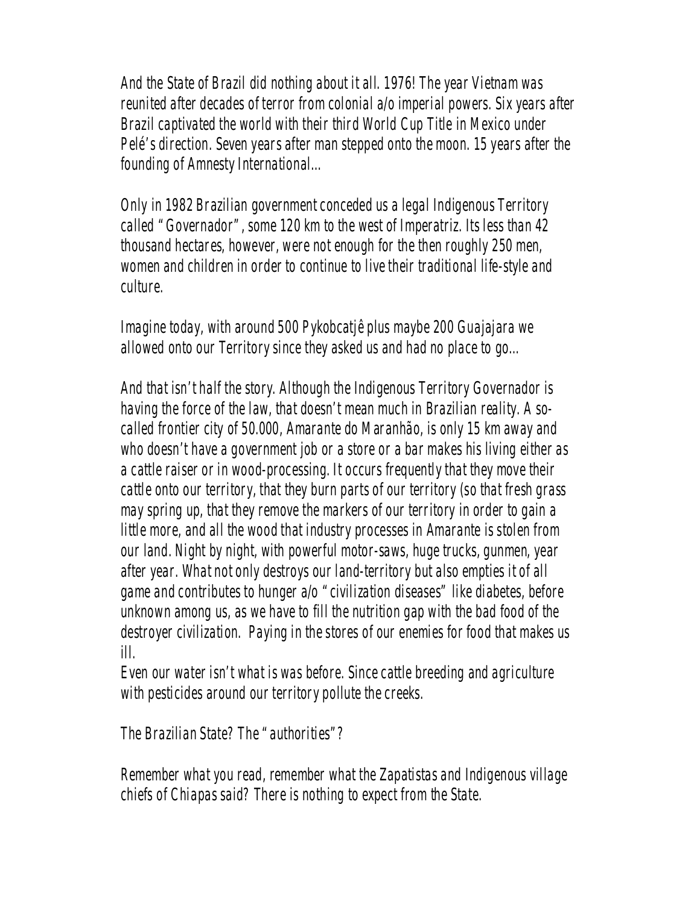*And the State of Brazil did nothing about it all. 1976! The year Vietnam was reunited after decades of terror from colonial a/o imperial powers. Six years after Brazil captivated the world with their third World Cup Title in Mexico under Pelé's direction. Seven years after man stepped onto the moon. 15 years after the founding of Amnesty International...*

*Only in 1982 Brazilian government conceded us a legal Indigenous Territory called "Governador", some 120 km to the west of Imperatriz. Its less than 42 thousand hectares, however, were not enough for the then roughly 250 men, women and children in order to continue to live their traditional life-style and culture.*

*Imagine today, with around 500 Pykobcatjê plus maybe 200 Guajajara we allowed onto our Territory since they asked us and had no place to go...*

*And that isn't half the story. Although the Indigenous Territory Governador is having the force of the law, that doesn't mean much in Brazilian reality. A so-called frontier city of 50.000, Amarante do Maranhão, is only 15 km away and who doesn't have a government job or a store or a bar makes his living either as a cattle raiser or in wood-processing. It occurs frequently that they move their cattle onto our territory, that they burn parts of our territory (so that fresh grass may spring up, that they remove the markers of our territory in order to gain a little more, and all the wood that industry processes in Amarante is stolen from our land. Night by night, with powerful motor-saws, huge trucks, gunmen, year after year. What not only destroys our land-territory but also empties it of all game and contributes to hunger a/o "civilization diseases" like diabetes, before unknown among us, as we have to fill the nutrition gap with the bad food of the destroyer civilization. Paying in the stores of our enemies for food that makes us ill.*
*Even our water isn't what is was before. Since cattle breeding and agriculture with pesticides around our territory pollute the creeks.*

*The Brazilian State? The "authorities"?*

*Remember what you read, remember what the Zapatistas and Indigenous village chiefs of Chiapas said? There is nothing to expect from the State.*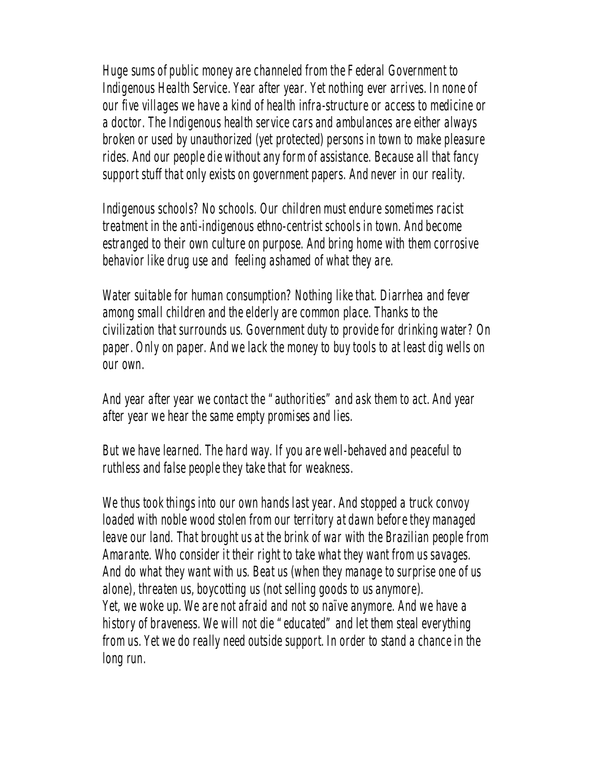Huge sums of public money are channeled from the Federal Government to Indigenous Health Service. Year after year. Yet nothing ever arrives. In none of our five villages we have a kind of health infra-structure or access to medicine or a doctor. The Indigenous health service cars and ambulances are either always broken or used by unauthorized (yet protected) persons in town to make pleasure rides. And our people die without any form of assistance. Because all that fancy support stuff that only exists on government papers. And never in our reality.

Indigenous schools? No schools. Our children must endure sometimes racist treatment in the anti-indigenous ethno-centrist schools in town. And become estranged to their own culture on purpose. And bring home with them corrosive behavior like drug use and feeling ashamed of what they are.

Water suitable for human consumption? Nothing like that. Diarrhea and fever among small children and the elderly are common place. Thanks to the civilization that surrounds us. Government duty to provide for drinking water? On paper. Only on paper. And we lack the money to buy tools to at least dig wells on our own.

And year after year we contact the "authorities" and ask them to act. And year after year we hear the same empty promises and lies.

But we have learned. The hard way. If you are well-behaved and peaceful to ruthless and false people they take that for weakness.

We thus took things into our own hands last year. And stopped a truck convoy loaded with noble wood stolen from our territory at dawn before they managed leave our land. That brought us at the brink of war with the Brazilian people from Amarante. Who consider it their right to take what they want from us savages. And do what they want with us. Beat us (when they manage to surprise one of us alone), threaten us, boycotting us (not selling goods to us anymore).
Yet, we woke up. We are not afraid and not so naïve anymore. And we have a history of braveness. We will not die "educated" and let them steal everything from us. Yet we do really need outside support. In order to stand a chance in the long run.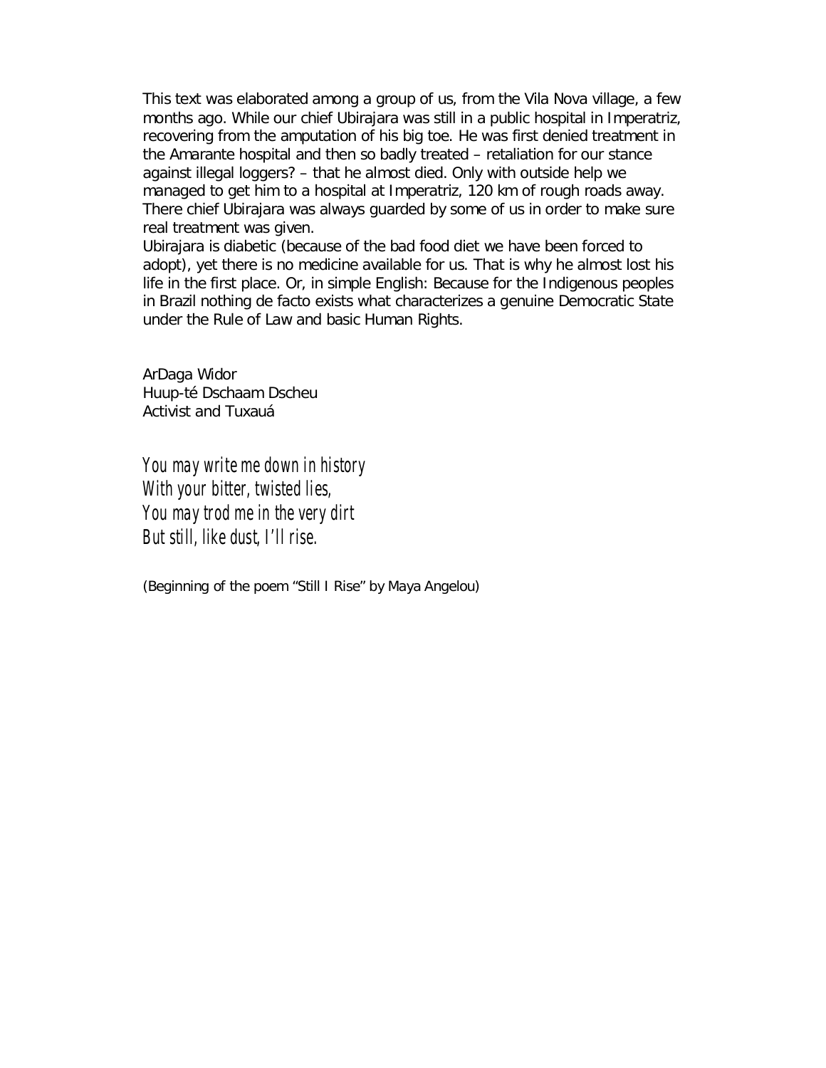This text was elaborated among a group of us, from the Vila Nova village, a few months ago. While our chief Ubirajara was still in a public hospital in Imperatriz, recovering from the amputation of his big toe. He was first denied treatment in the Amarante hospital and then so badly treated – retaliation for our stance against illegal loggers? – that he almost died. Only with outside help we managed to get him to a hospital at Imperatriz, 120 km of rough roads away. There chief Ubirajara was always guarded by some of us in order to make sure real treatment was given.

Ubirajara is diabetic (because of the bad food diet we have been forced to adopt), yet there is no medicine available for us. That is why he almost lost his life in the first place. Or, in simple English: Because for the Indigenous peoples in Brazil nothing de facto exists what characterizes a genuine Democratic State under the Rule of Law and basic Human Rights.

ArDaga Widor
Huup-té Dschaam Dscheu
Activist and Tuxauá

*You may write me down in history*
*With your bitter, twisted lies,*
*You may trod me in the very dirt*
*But still, like dust, I'll rise.*

(Beginning of the poem "Still I Rise" by Maya Angelou)